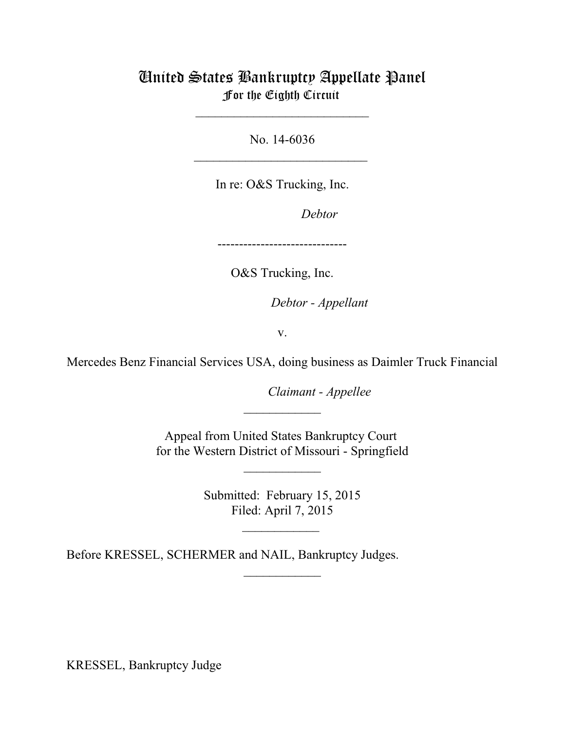# United States Bankruptcy Appellate Panel
## For the Eighth Circuit

---

No. 14-6036

---

In re: O&S Trucking, Inc.

*Debtor*

------------------------------

O&S Trucking, Inc.

*Debtor - Appellant*

v.

Mercedes Benz Financial Services USA, doing business as Daimler Truck Financial

*Claimant - Appellee*

---

Appeal from United States Bankruptcy Court
for the Western District of Missouri - Springfield

---

Submitted: February 15, 2015
Filed: April 7, 2015

---

Before KRESSEL, SCHERMER and NAIL, Bankruptcy Judges.

---

KRESSEL, Bankruptcy Judge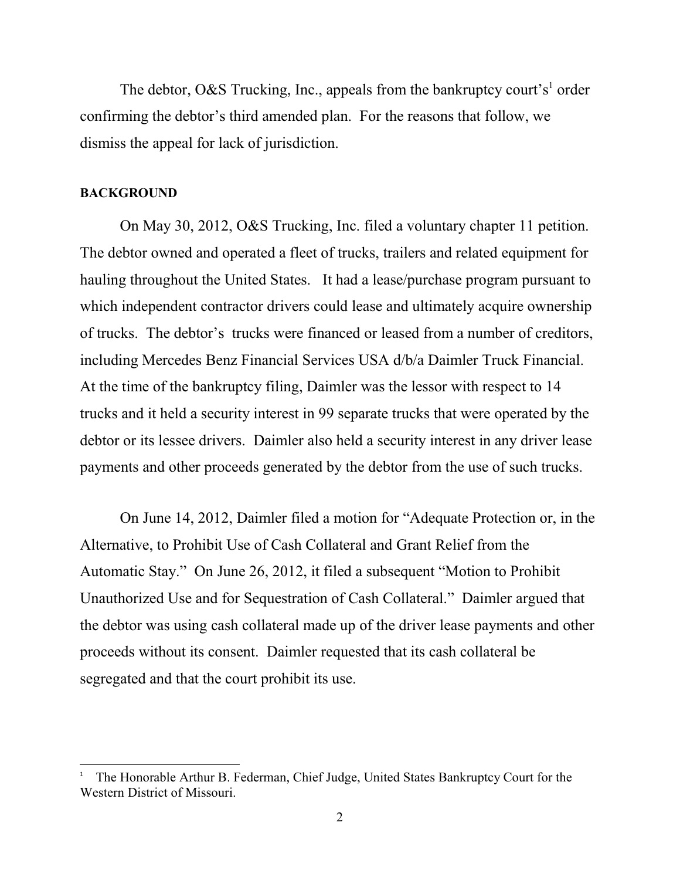The debtor, O&S Trucking, Inc., appeals from the bankruptcy court's[1] order confirming the debtor's third amended plan. For the reasons that follow, we dismiss the appeal for lack of jurisdiction.

**BACKGROUND**

On May 30, 2012, O&S Trucking, Inc. filed a voluntary chapter 11 petition. The debtor owned and operated a fleet of trucks, trailers and related equipment for hauling throughout the United States. It had a lease/purchase program pursuant to which independent contractor drivers could lease and ultimately acquire ownership of trucks. The debtor's trucks were financed or leased from a number of creditors, including Mercedes Benz Financial Services USA d/b/a Daimler Truck Financial. At the time of the bankruptcy filing, Daimler was the lessor with respect to 14 trucks and it held a security interest in 99 separate trucks that were operated by the debtor or its lessee drivers. Daimler also held a security interest in any driver lease payments and other proceeds generated by the debtor from the use of such trucks.

On June 14, 2012, Daimler filed a motion for "Adequate Protection or, in the Alternative, to Prohibit Use of Cash Collateral and Grant Relief from the Automatic Stay." On June 26, 2012, it filed a subsequent "Motion to Prohibit Unauthorized Use and for Sequestration of Cash Collateral." Daimler argued that the debtor was using cash collateral made up of the driver lease payments and other proceeds without its consent. Daimler requested that its cash collateral be segregated and that the court prohibit its use.

[1] The Honorable Arthur B. Federman, Chief Judge, United States Bankruptcy Court for the Western District of Missouri.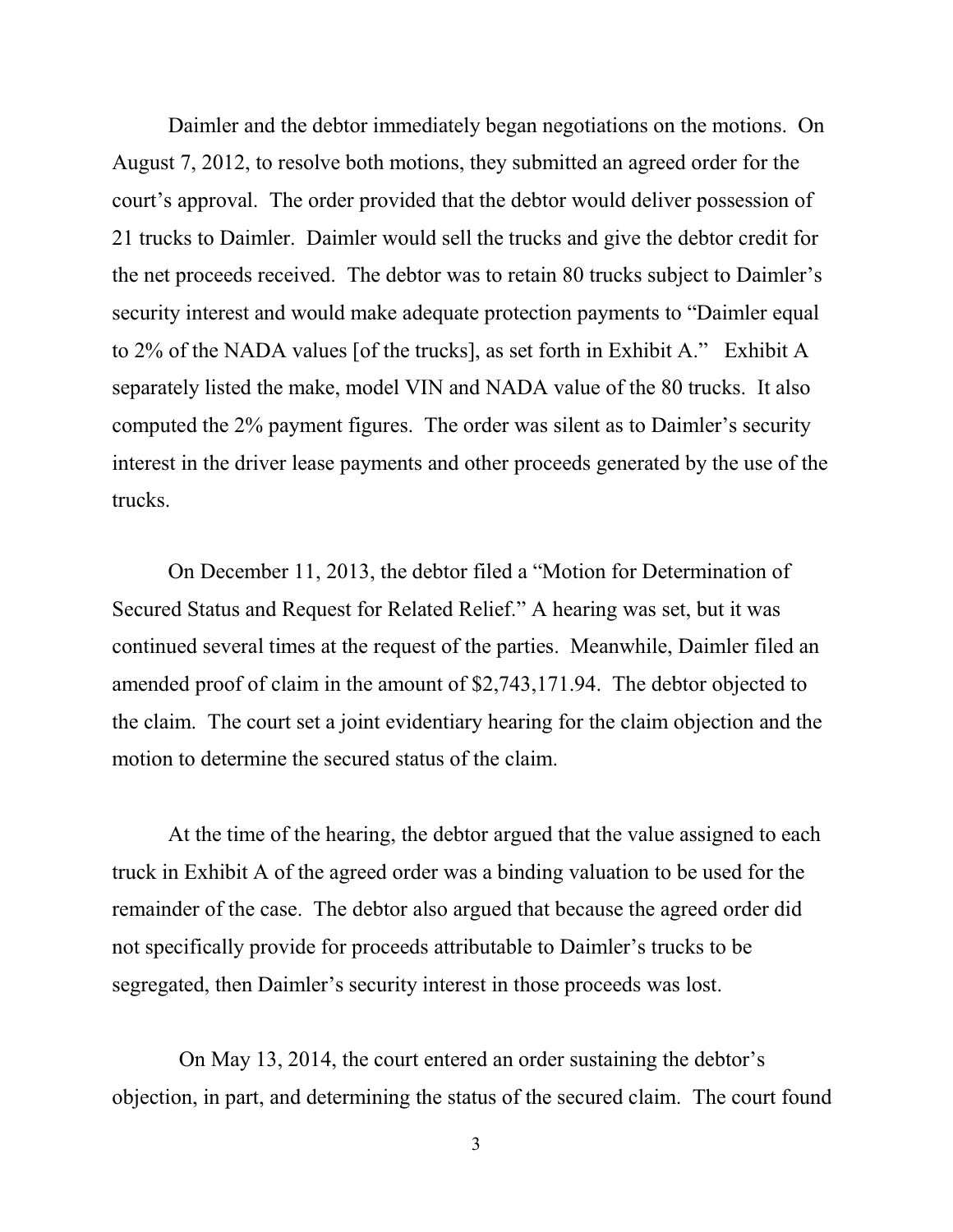Daimler and the debtor immediately began negotiations on the motions. On August 7, 2012, to resolve both motions, they submitted an agreed order for the court's approval. The order provided that the debtor would deliver possession of 21 trucks to Daimler. Daimler would sell the trucks and give the debtor credit for the net proceeds received. The debtor was to retain 80 trucks subject to Daimler's security interest and would make adequate protection payments to "Daimler equal to 2% of the NADA values [of the trucks], as set forth in Exhibit A." Exhibit A separately listed the make, model VIN and NADA value of the 80 trucks. It also computed the 2% payment figures. The order was silent as to Daimler's security interest in the driver lease payments and other proceeds generated by the use of the trucks.

On December 11, 2013, the debtor filed a "Motion for Determination of Secured Status and Request for Related Relief." A hearing was set, but it was continued several times at the request of the parties. Meanwhile, Daimler filed an amended proof of claim in the amount of $2,743,171.94. The debtor objected to the claim. The court set a joint evidentiary hearing for the claim objection and the motion to determine the secured status of the claim.

At the time of the hearing, the debtor argued that the value assigned to each truck in Exhibit A of the agreed order was a binding valuation to be used for the remainder of the case. The debtor also argued that because the agreed order did not specifically provide for proceeds attributable to Daimler's trucks to be segregated, then Daimler's security interest in those proceeds was lost.

On May 13, 2014, the court entered an order sustaining the debtor's objection, in part, and determining the status of the secured claim. The court found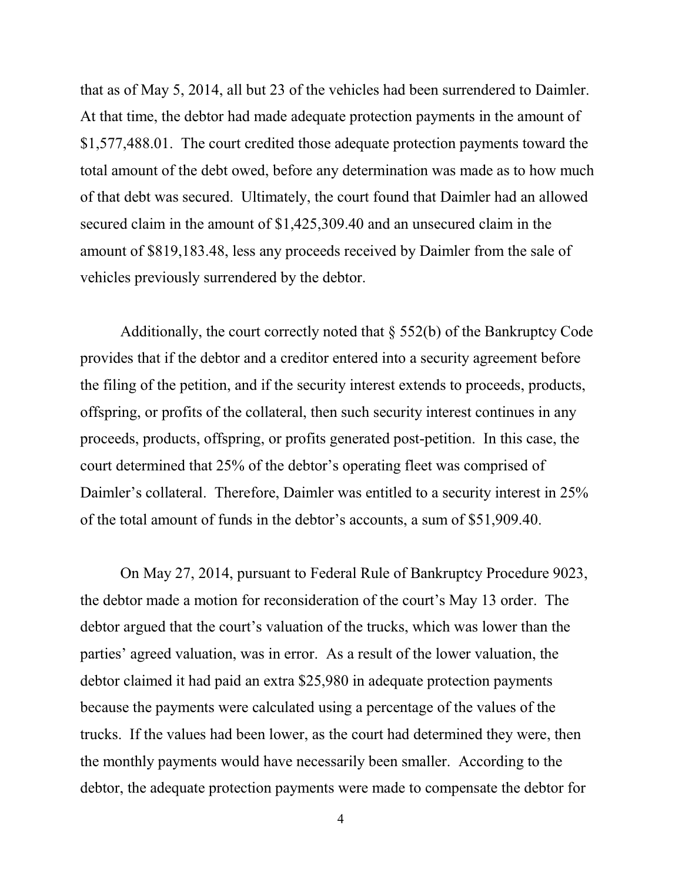that as of May 5, 2014, all but 23 of the vehicles had been surrendered to Daimler. At that time, the debtor had made adequate protection payments in the amount of $1,577,488.01. The court credited those adequate protection payments toward the total amount of the debt owed, before any determination was made as to how much of that debt was secured. Ultimately, the court found that Daimler had an allowed secured claim in the amount of $1,425,309.40 and an unsecured claim in the amount of $819,183.48, less any proceeds received by Daimler from the sale of vehicles previously surrendered by the debtor.

Additionally, the court correctly noted that § 552(b) of the Bankruptcy Code provides that if the debtor and a creditor entered into a security agreement before the filing of the petition, and if the security interest extends to proceeds, products, offspring, or profits of the collateral, then such security interest continues in any proceeds, products, offspring, or profits generated post-petition. In this case, the court determined that 25% of the debtor's operating fleet was comprised of Daimler's collateral. Therefore, Daimler was entitled to a security interest in 25% of the total amount of funds in the debtor's accounts, a sum of $51,909.40.

On May 27, 2014, pursuant to Federal Rule of Bankruptcy Procedure 9023, the debtor made a motion for reconsideration of the court's May 13 order. The debtor argued that the court's valuation of the trucks, which was lower than the parties' agreed valuation, was in error. As a result of the lower valuation, the debtor claimed it had paid an extra $25,980 in adequate protection payments because the payments were calculated using a percentage of the values of the trucks. If the values had been lower, as the court had determined they were, then the monthly payments would have necessarily been smaller. According to the debtor, the adequate protection payments were made to compensate the debtor for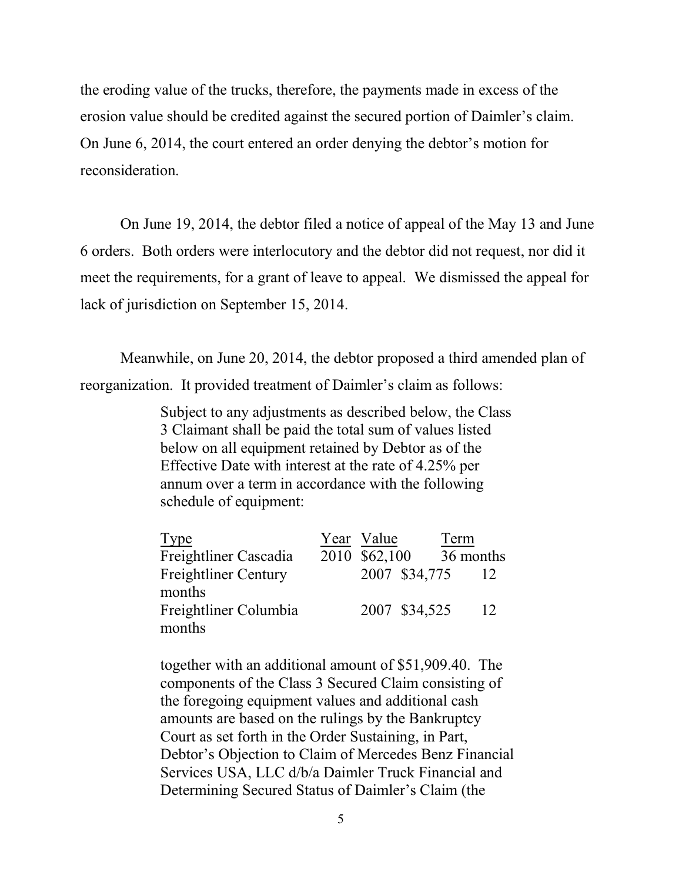the eroding value of the trucks, therefore, the payments made in excess of the erosion value should be credited against the secured portion of Daimler's claim. On June 6, 2014, the court entered an order denying the debtor's motion for reconsideration.

On June 19, 2014, the debtor filed a notice of appeal of the May 13 and June 6 orders. Both orders were interlocutory and the debtor did not request, nor did it meet the requirements, for a grant of leave to appeal. We dismissed the appeal for lack of jurisdiction on September 15, 2014.

Meanwhile, on June 20, 2014, the debtor proposed a third amended plan of reorganization. It provided treatment of Daimler's claim as follows:

> Subject to any adjustments as described below, the Class 3 Claimant shall be paid the total sum of values listed below on all equipment retained by Debtor as of the Effective Date with interest at the rate of 4.25% per annum over a term in accordance with the following schedule of equipment:
>
> | Type | Year | Value | Term |
> |---|---|---|---|
> | Freightliner Cascadia | 2010 | $62,100 | 36 months |
> | Freightliner Century | 2007 | $34,775 | 12 months |
> | Freightliner Columbia | 2007 | $34,525 | 12 months |
>
> together with an additional amount of $51,909.40. The components of the Class 3 Secured Claim consisting of the foregoing equipment values and additional cash amounts are based on the rulings by the Bankruptcy Court as set forth in the Order Sustaining, in Part, Debtor's Objection to Claim of Mercedes Benz Financial Services USA, LLC d/b/a Daimler Truck Financial and Determining Secured Status of Daimler's Claim (the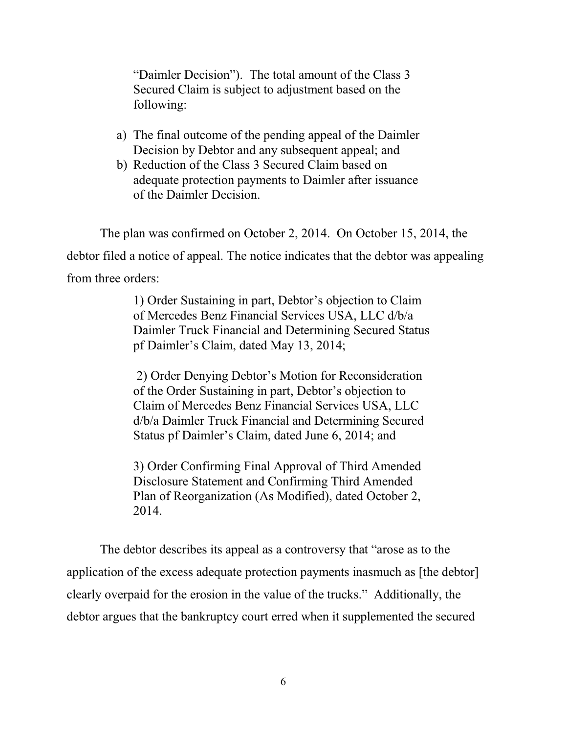"Daimler Decision"). The total amount of the Class 3 Secured Claim is subject to adjustment based on the following:

a) The final outcome of the pending appeal of the Daimler Decision by Debtor and any subsequent appeal; and
b) Reduction of the Class 3 Secured Claim based on adequate protection payments to Daimler after issuance of the Daimler Decision.

The plan was confirmed on October 2, 2014. On October 15, 2014, the debtor filed a notice of appeal. The notice indicates that the debtor was appealing from three orders:

> 1) Order Sustaining in part, Debtor's objection to Claim of Mercedes Benz Financial Services USA, LLC d/b/a Daimler Truck Financial and Determining Secured Status pf Daimler's Claim, dated May 13, 2014;
>
> 2) Order Denying Debtor's Motion for Reconsideration of the Order Sustaining in part, Debtor's objection to Claim of Mercedes Benz Financial Services USA, LLC d/b/a Daimler Truck Financial and Determining Secured Status pf Daimler's Claim, dated June 6, 2014; and
>
> 3) Order Confirming Final Approval of Third Amended Disclosure Statement and Confirming Third Amended Plan of Reorganization (As Modified), dated October 2, 2014.

The debtor describes its appeal as a controversy that "arose as to the application of the excess adequate protection payments inasmuch as [the debtor] clearly overpaid for the erosion in the value of the trucks." Additionally, the debtor argues that the bankruptcy court erred when it supplemented the secured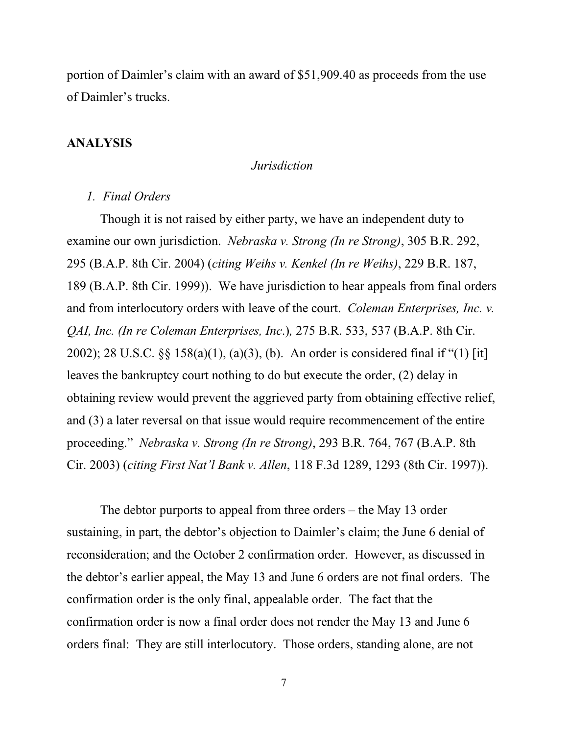portion of Daimler's claim with an award of $51,909.40 as proceeds from the use of Daimler's trucks.

## ANALYSIS

### *Jurisdiction*

#### *1. Final Orders*

Though it is not raised by either party, we have an independent duty to examine our own jurisdiction. *Nebraska v. Strong (In re Strong)*, 305 B.R. 292, 295 (B.A.P. 8th Cir. 2004) (*citing Weihs v. Kenkel (In re Weihs)*, 229 B.R. 187, 189 (B.A.P. 8th Cir. 1999)). We have jurisdiction to hear appeals from final orders and from interlocutory orders with leave of the court. *Coleman Enterprises, Inc. v. QAI, Inc. (In re Coleman Enterprises, Inc.*), 275 B.R. 533, 537 (B.A.P. 8th Cir. 2002); 28 U.S.C. §§ 158(a)(1), (a)(3), (b). An order is considered final if "(1) [it] leaves the bankruptcy court nothing to do but execute the order, (2) delay in obtaining review would prevent the aggrieved party from obtaining effective relief, and (3) a later reversal on that issue would require recommencement of the entire proceeding." *Nebraska v. Strong (In re Strong)*, 293 B.R. 764, 767 (B.A.P. 8th Cir. 2003) (*citing First Nat'l Bank v. Allen*, 118 F.3d 1289, 1293 (8th Cir. 1997)).

The debtor purports to appeal from three orders – the May 13 order sustaining, in part, the debtor's objection to Daimler's claim; the June 6 denial of reconsideration; and the October 2 confirmation order. However, as discussed in the debtor's earlier appeal, the May 13 and June 6 orders are not final orders. The confirmation order is the only final, appealable order. The fact that the confirmation order is now a final order does not render the May 13 and June 6 orders final: They are still interlocutory. Those orders, standing alone, are not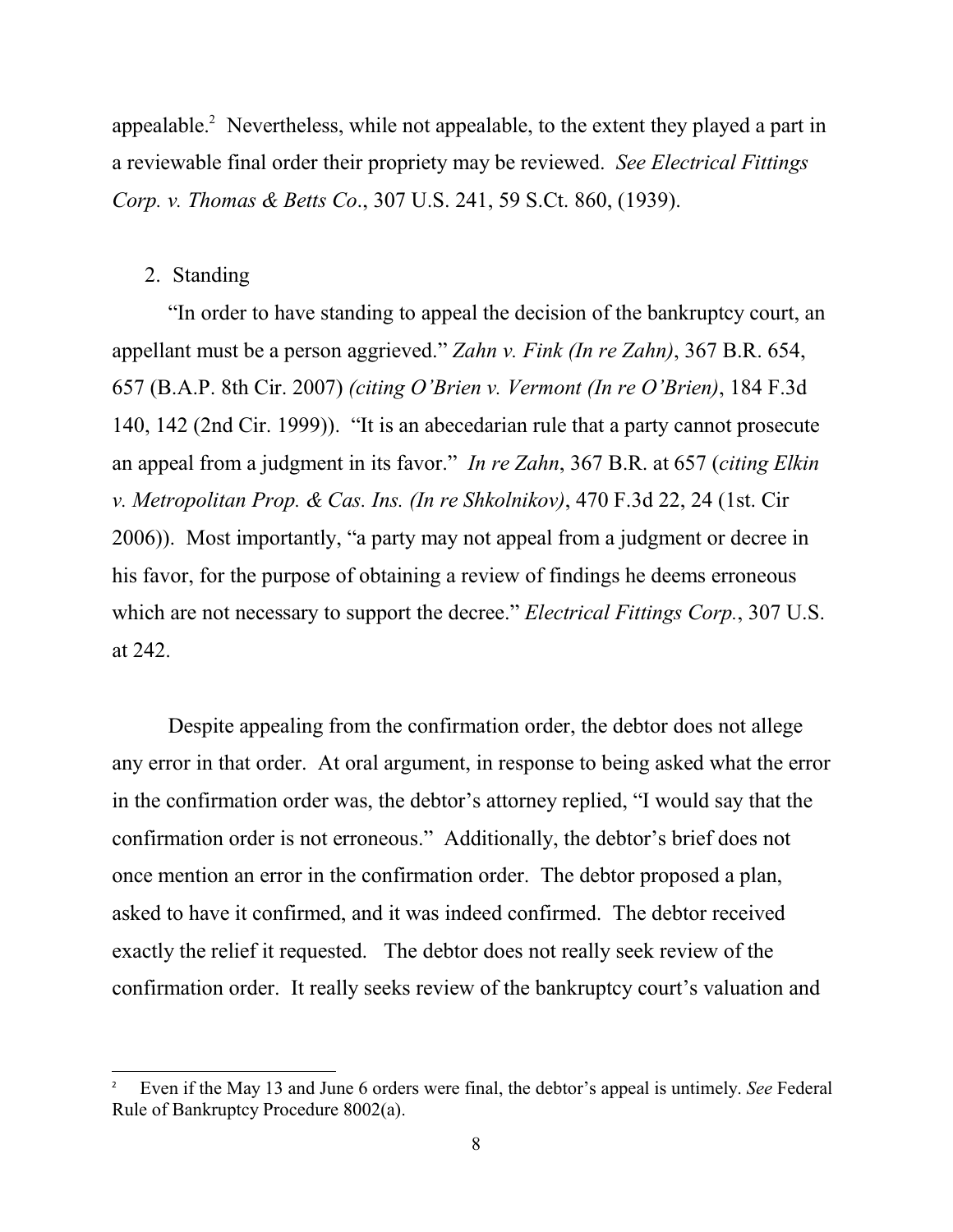appealable.[2] Nevertheless, while not appealable, to the extent they played a part in a reviewable final order their propriety may be reviewed. *See Electrical Fittings Corp. v. Thomas & Betts Co*., 307 U.S. 241, 59 S.Ct. 860, (1939).

2. Standing

"In order to have standing to appeal the decision of the bankruptcy court, an appellant must be a person aggrieved." *Zahn v. Fink (In re Zahn)*, 367 B.R. 654, 657 (B.A.P. 8th Cir. 2007) *(citing O'Brien v. Vermont (In re O'Brien)*, 184 F.3d 140, 142 (2nd Cir. 1999)). "It is an abecedarian rule that a party cannot prosecute an appeal from a judgment in its favor." *In re Zahn*, 367 B.R. at 657 (*citing Elkin v. Metropolitan Prop. & Cas. Ins. (In re Shkolnikov)*, 470 F.3d 22, 24 (1st. Cir 2006)). Most importantly, "a party may not appeal from a judgment or decree in his favor, for the purpose of obtaining a review of findings he deems erroneous which are not necessary to support the decree." *Electrical Fittings Corp.*, 307 U.S. at 242.

Despite appealing from the confirmation order, the debtor does not allege any error in that order. At oral argument, in response to being asked what the error in the confirmation order was, the debtor's attorney replied, "I would say that the confirmation order is not erroneous." Additionally, the debtor's brief does not once mention an error in the confirmation order. The debtor proposed a plan, asked to have it confirmed, and it was indeed confirmed. The debtor received exactly the relief it requested. The debtor does not really seek review of the confirmation order. It really seeks review of the bankruptcy court's valuation and

[2] Even if the May 13 and June 6 orders were final, the debtor's appeal is untimely. *See* Federal Rule of Bankruptcy Procedure 8002(a).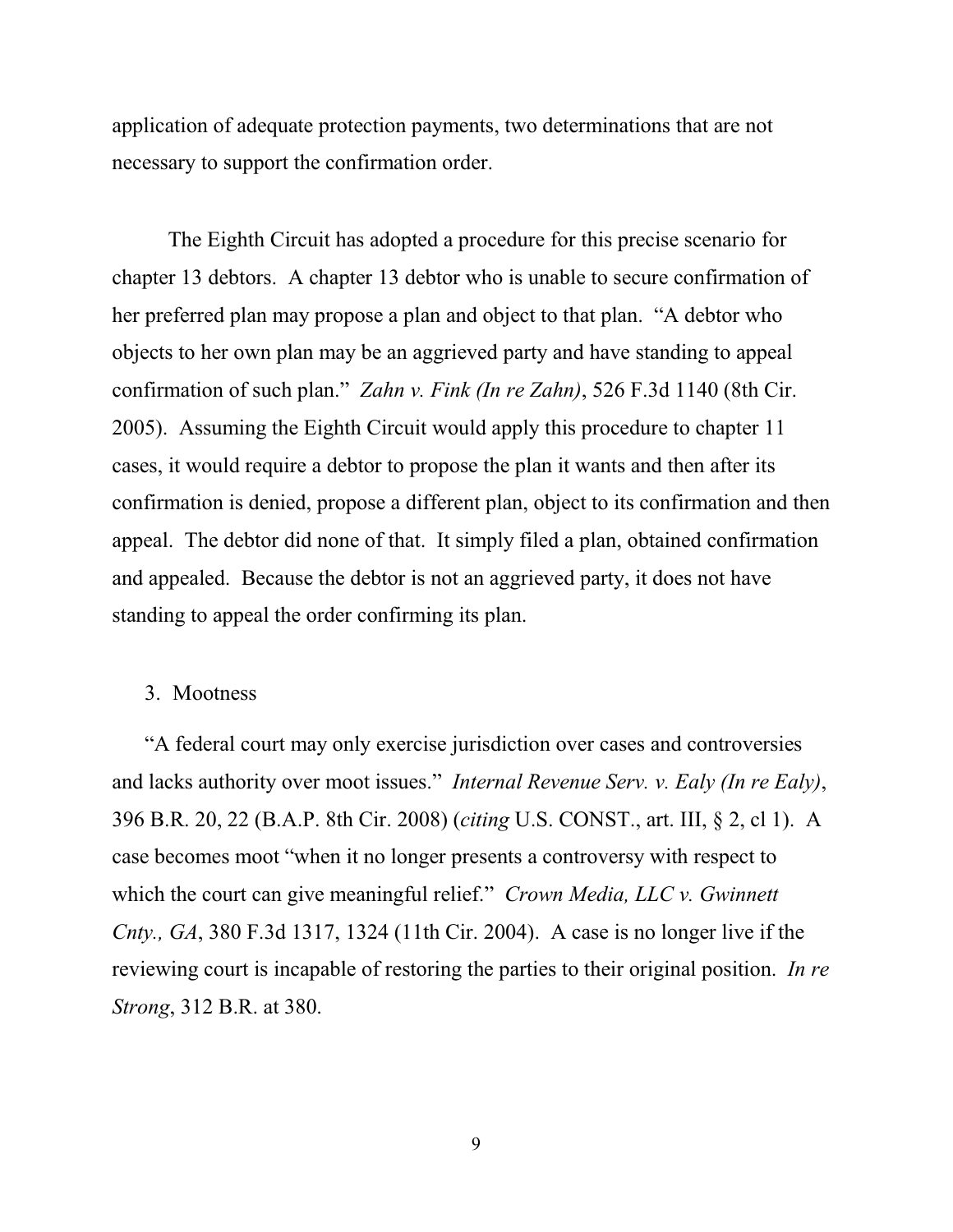application of adequate protection payments, two determinations that are not necessary to support the confirmation order.

The Eighth Circuit has adopted a procedure for this precise scenario for chapter 13 debtors. A chapter 13 debtor who is unable to secure confirmation of her preferred plan may propose a plan and object to that plan. "A debtor who objects to her own plan may be an aggrieved party and have standing to appeal confirmation of such plan." *Zahn v. Fink (In re Zahn)*, 526 F.3d 1140 (8th Cir. 2005). Assuming the Eighth Circuit would apply this procedure to chapter 11 cases, it would require a debtor to propose the plan it wants and then after its confirmation is denied, propose a different plan, object to its confirmation and then appeal. The debtor did none of that. It simply filed a plan, obtained confirmation and appealed. Because the debtor is not an aggrieved party, it does not have standing to appeal the order confirming its plan.

3. Mootness

"A federal court may only exercise jurisdiction over cases and controversies and lacks authority over moot issues." *Internal Revenue Serv. v. Ealy (In re Ealy)*, 396 B.R. 20, 22 (B.A.P. 8th Cir. 2008) (*citing* U.S. CONST., art. III, § 2, cl 1). A case becomes moot "when it no longer presents a controversy with respect to which the court can give meaningful relief." *Crown Media, LLC v. Gwinnett Cnty., GA*, 380 F.3d 1317, 1324 (11th Cir. 2004). A case is no longer live if the reviewing court is incapable of restoring the parties to their original position. *In re Strong*, 312 B.R. at 380.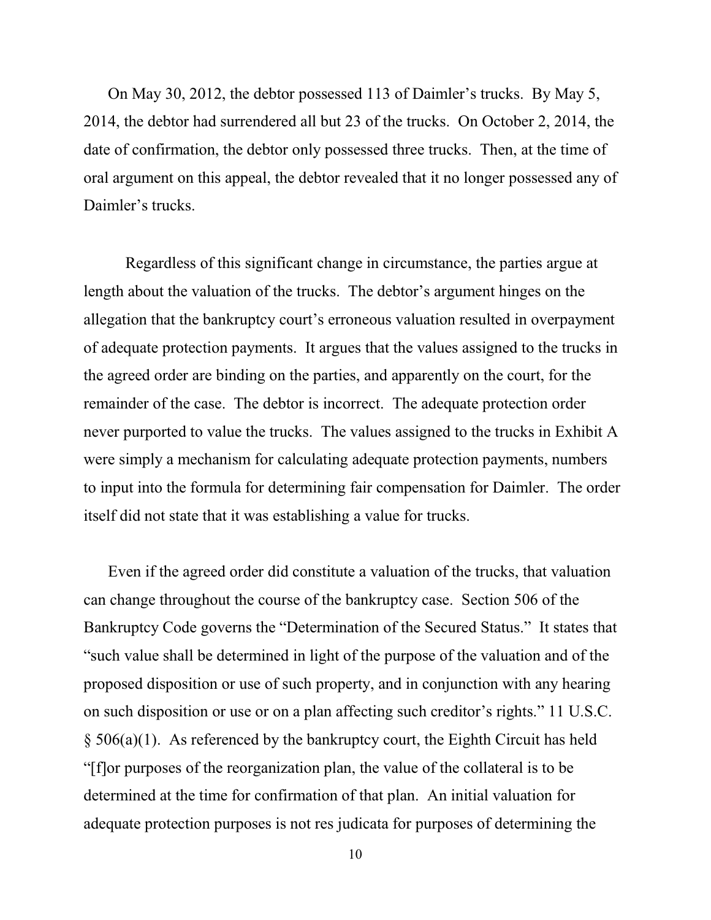On May 30, 2012, the debtor possessed 113 of Daimler's trucks. By May 5, 2014, the debtor had surrendered all but 23 of the trucks. On October 2, 2014, the date of confirmation, the debtor only possessed three trucks. Then, at the time of oral argument on this appeal, the debtor revealed that it no longer possessed any of Daimler's trucks.

Regardless of this significant change in circumstance, the parties argue at length about the valuation of the trucks. The debtor's argument hinges on the allegation that the bankruptcy court's erroneous valuation resulted in overpayment of adequate protection payments. It argues that the values assigned to the trucks in the agreed order are binding on the parties, and apparently on the court, for the remainder of the case. The debtor is incorrect. The adequate protection order never purported to value the trucks. The values assigned to the trucks in Exhibit A were simply a mechanism for calculating adequate protection payments, numbers to input into the formula for determining fair compensation for Daimler. The order itself did not state that it was establishing a value for trucks.

Even if the agreed order did constitute a valuation of the trucks, that valuation can change throughout the course of the bankruptcy case. Section 506 of the Bankruptcy Code governs the "Determination of the Secured Status." It states that "such value shall be determined in light of the purpose of the valuation and of the proposed disposition or use of such property, and in conjunction with any hearing on such disposition or use or on a plan affecting such creditor's rights." 11 U.S.C. § 506(a)(1). As referenced by the bankruptcy court, the Eighth Circuit has held "[f]or purposes of the reorganization plan, the value of the collateral is to be determined at the time for confirmation of that plan. An initial valuation for adequate protection purposes is not res judicata for purposes of determining the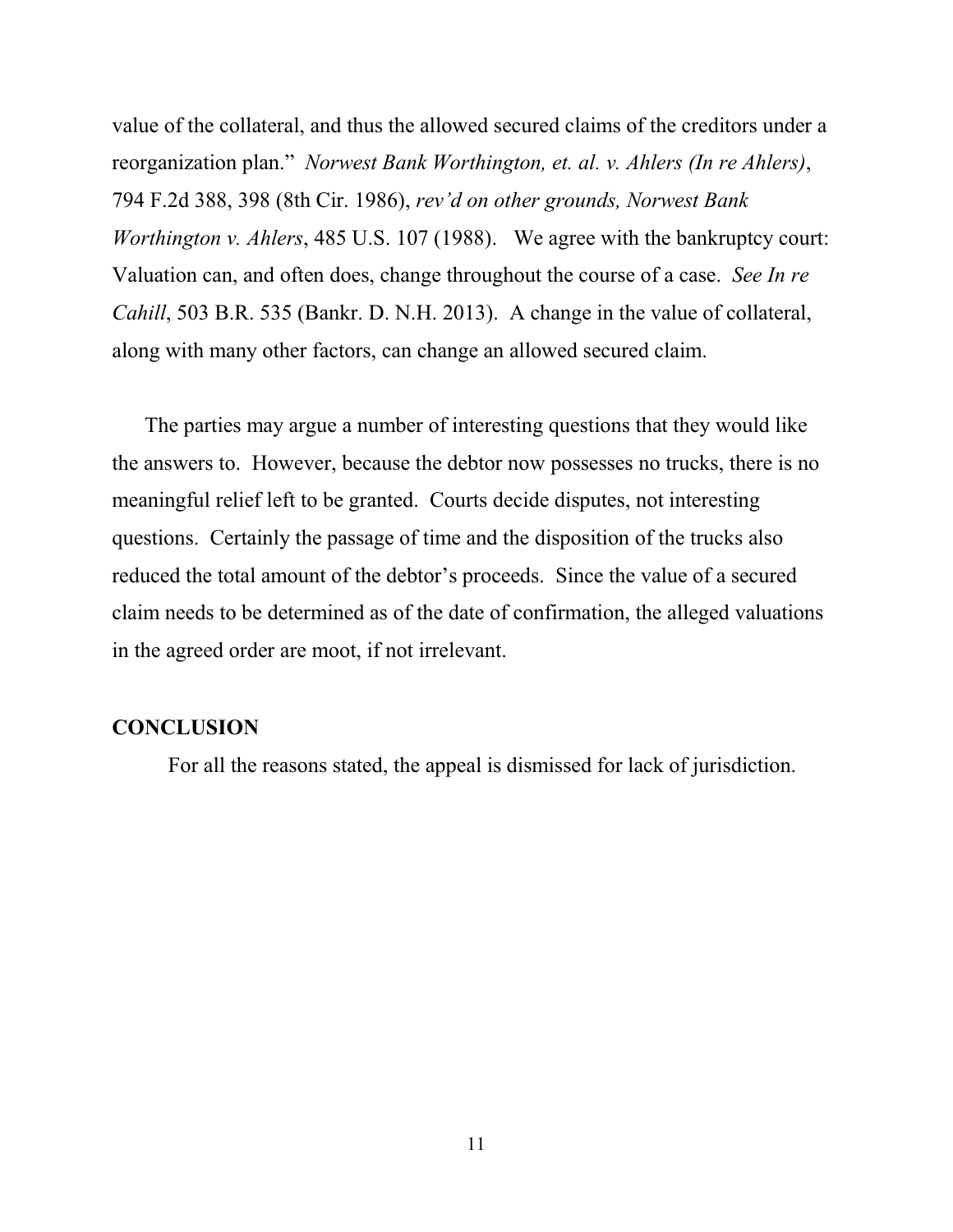value of the collateral, and thus the allowed secured claims of the creditors under a reorganization plan." *Norwest Bank Worthington, et. al. v. Ahlers (In re Ahlers)*, 794 F.2d 388, 398 (8th Cir. 1986), *rev'd on other grounds, Norwest Bank Worthington v. Ahlers*, 485 U.S. 107 (1988). We agree with the bankruptcy court: Valuation can, and often does, change throughout the course of a case. *See In re Cahill*, 503 B.R. 535 (Bankr. D. N.H. 2013). A change in the value of collateral, along with many other factors, can change an allowed secured claim.

The parties may argue a number of interesting questions that they would like the answers to. However, because the debtor now possesses no trucks, there is no meaningful relief left to be granted. Courts decide disputes, not interesting questions. Certainly the passage of time and the disposition of the trucks also reduced the total amount of the debtor's proceeds. Since the value of a secured claim needs to be determined as of the date of confirmation, the alleged valuations in the agreed order are moot, if not irrelevant.

**CONCLUSION**

For all the reasons stated, the appeal is dismissed for lack of jurisdiction.